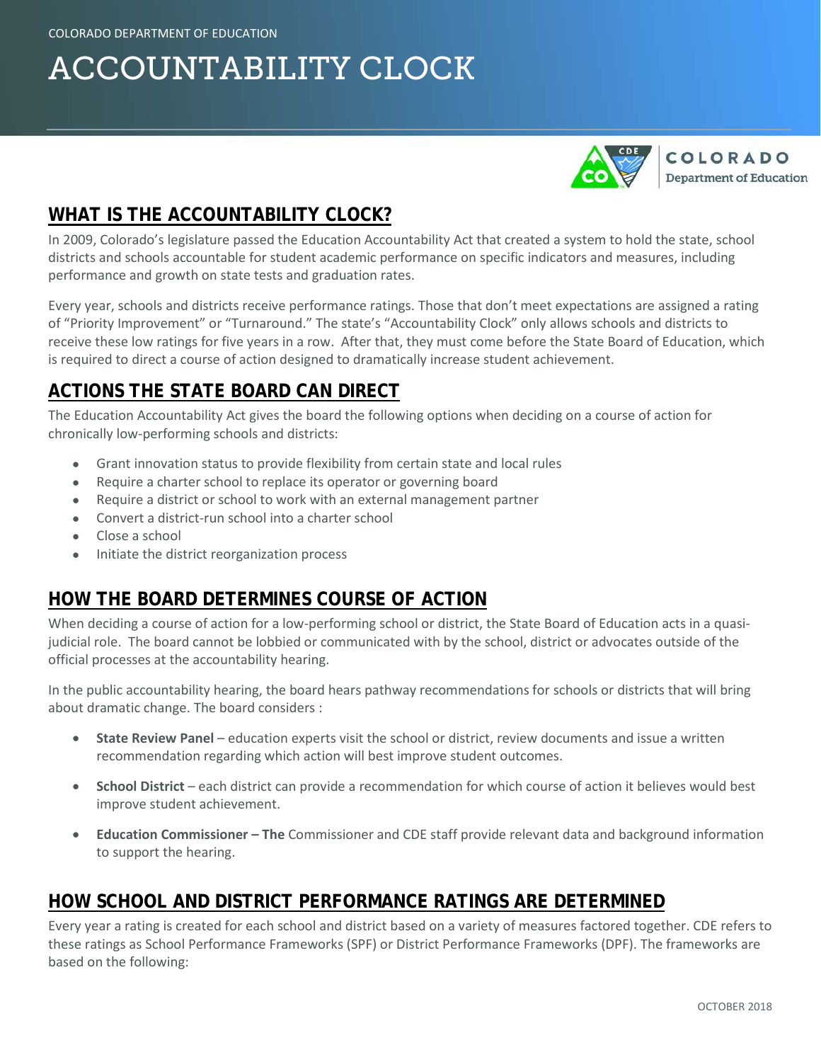COLORADO DEPARTMENT OF EDUCATION

# ACCOUNTABILITY CLOCK

## WHAT IS THE ACCOUNTABILITY CLOCK?

In 2009, Colorado's legislature passed the Education Accountability Act that created a system to hold the state, school districts and schools accountable for student academic performance on specific indicators and measures, including performance and growth on state tests and graduation rates.

Every year, schools and districts receive performance ratings. Those that don't meet expectations are assigned a rating of "Priority Improvement" or "Turnaround." The state's "Accountability Clock" only allows schools and districts to receive these low ratings for five years in a row. After that, they must come before the State Board of Education, which is required to direct a course of action designed to dramatically increase student achievement.

## ACTIONS THE STATE BOARD CAN DIRECT

The Education Accountability Act gives the board the following options when deciding on a course of action for chronically low-performing schools and districts:

- Grant innovation status to provide flexibility from certain state and local rules
- Require a charter school to replace its operator or governing board
- Require a district or school to work with an external management partner
- Convert a district-run school into a charter school
- Close a school
- Initiate the district reorganization process

## HOW THE BOARD DETERMINES COURSE OF ACTION

When deciding a course of action for a low-performing school or district, the State Board of Education acts in a quasi-judicial role. The board cannot be lobbied or communicated with by the school, district or advocates outside of the official processes at the accountability hearing.

In the public accountability hearing, the board hears pathway recommendations for schools or districts that will bring about dramatic change. The board considers :

- **State Review Panel** – education experts visit the school or district, review documents and issue a written recommendation regarding which action will best improve student outcomes.
- **School District** – each district can provide a recommendation for which course of action it believes would best improve student achievement.
- **Education Commissioner – The** Commissioner and CDE staff provide relevant data and background information to support the hearing.

## HOW SCHOOL AND DISTRICT PERFORMANCE RATINGS ARE DETERMINED

Every year a rating is created for each school and district based on a variety of measures factored together. CDE refers to these ratings as School Performance Frameworks (SPF) or District Performance Frameworks (DPF). The frameworks are based on the following:

OCTOBER 2018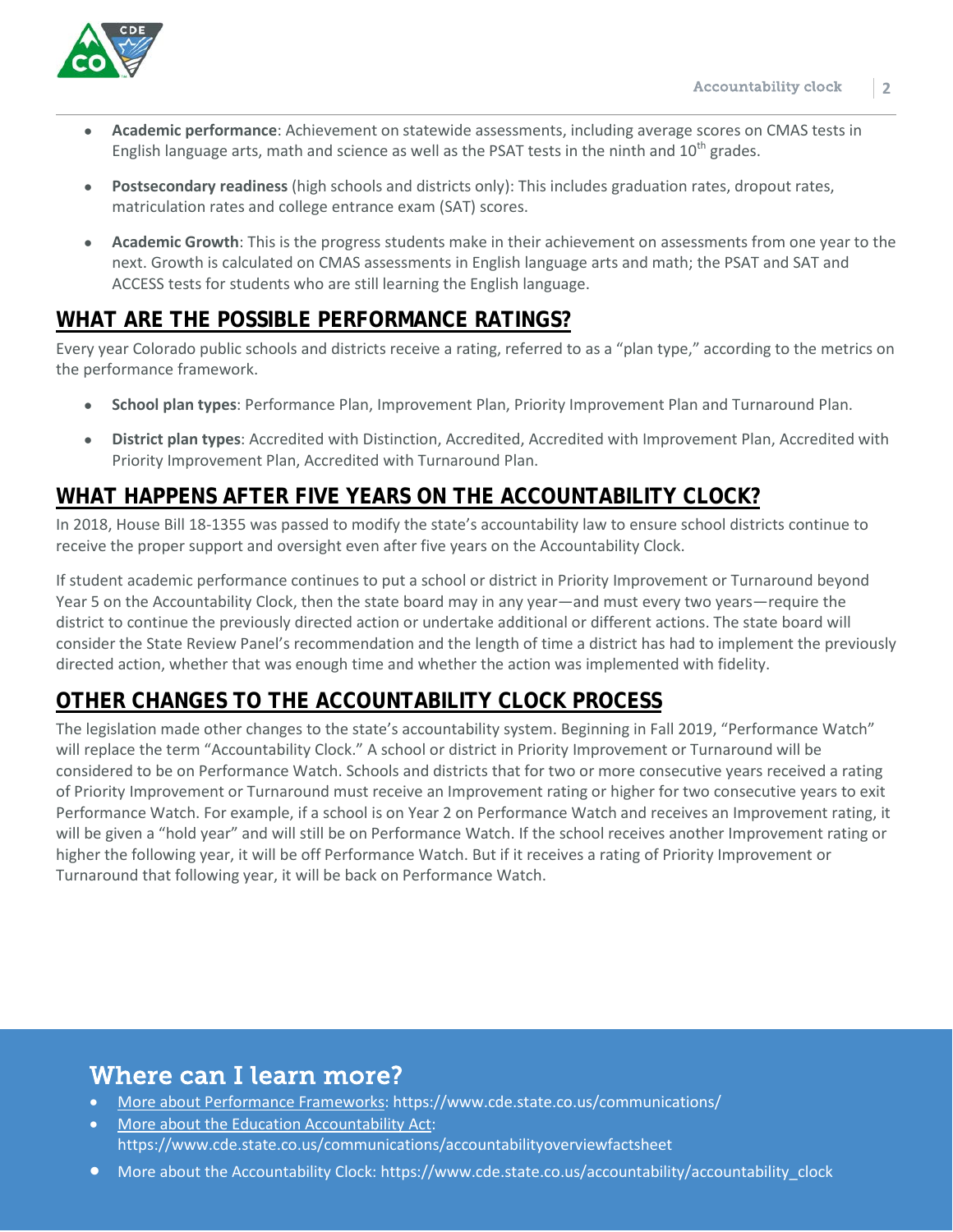- **Academic performance**: Achievement on statewide assessments, including average scores on CMAS tests in English language arts, math and science as well as the PSAT tests in the ninth and 10th grades.
- **Postsecondary readiness** (high schools and districts only): This includes graduation rates, dropout rates, matriculation rates and college entrance exam (SAT) scores.
- **Academic Growth**: This is the progress students make in their achievement on assessments from one year to the next. Growth is calculated on CMAS assessments in English language arts and math; the PSAT and SAT and ACCESS tests for students who are still learning the English language.

## WHAT ARE THE POSSIBLE PERFORMANCE RATINGS?

Every year Colorado public schools and districts receive a rating, referred to as a "plan type," according to the metrics on the performance framework.

- **School plan types**: Performance Plan, Improvement Plan, Priority Improvement Plan and Turnaround Plan.
- **District plan types**: Accredited with Distinction, Accredited, Accredited with Improvement Plan, Accredited with Priority Improvement Plan, Accredited with Turnaround Plan.

## WHAT HAPPENS AFTER FIVE YEARS ON THE ACCOUNTABILITY CLOCK?

In 2018, House Bill 18-1355 was passed to modify the state's accountability law to ensure school districts continue to receive the proper support and oversight even after five years on the Accountability Clock.

If student academic performance continues to put a school or district in Priority Improvement or Turnaround beyond Year 5 on the Accountability Clock, then the state board may in any year—and must every two years—require the district to continue the previously directed action or undertake additional or different actions. The state board will consider the State Review Panel's recommendation and the length of time a district has had to implement the previously directed action, whether that was enough time and whether the action was implemented with fidelity.

## OTHER CHANGES TO THE ACCOUNTABILITY CLOCK PROCESS

The legislation made other changes to the state's accountability system. Beginning in Fall 2019, "Performance Watch" will replace the term "Accountability Clock." A school or district in Priority Improvement or Turnaround will be considered to be on Performance Watch. Schools and districts that for two or more consecutive years received a rating of Priority Improvement or Turnaround must receive an Improvement rating or higher for two consecutive years to exit Performance Watch. For example, if a school is on Year 2 on Performance Watch and receives an Improvement rating, it will be given a "hold year" and will still be on Performance Watch. If the school receives another Improvement rating or higher the following year, it will be off Performance Watch. But if it receives a rating of Priority Improvement or Turnaround that following year, it will be back on Performance Watch.

## Where can I learn more?

- More about Performance Frameworks: https://www.cde.state.co.us/communications/
- More about the Education Accountability Act: https://www.cde.state.co.us/communications/accountabilityoverviewfactsheet
- More about the Accountability Clock: https://www.cde.state.co.us/accountability/accountability_clock